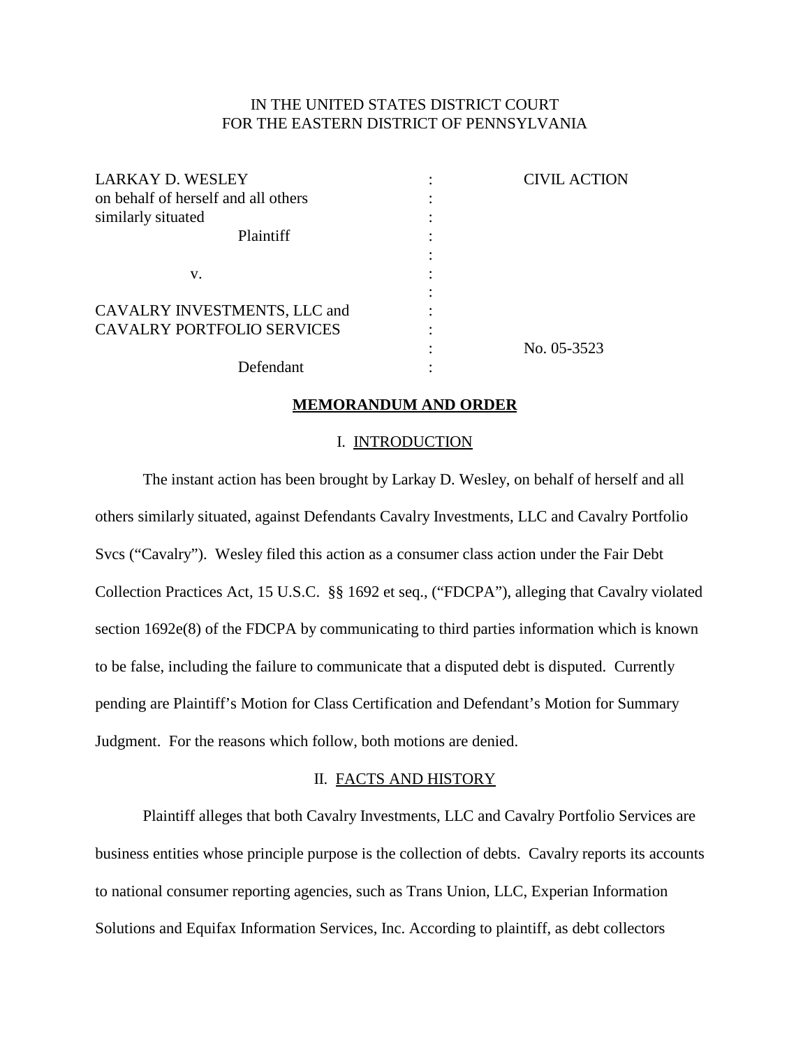IN THE UNITED STATES DISTRICT COURT
FOR THE EASTERN DISTRICT OF PENNSYLVANIA

| | | |
|---|---|---|
| LARKAY D. WESLEY on behalf of herself and all others similarly situated | : | CIVIL ACTION |
| Plaintiff | : | |
| v. | : | |
| CAVALRY INVESTMENTS, LLC and CAVALRY PORTFOLIO SERVICES | : | No. 05-3523 |
| Defendant | : | |

**MEMORANDUM AND ORDER**

## I. INTRODUCTION

The instant action has been brought by Larkay D. Wesley, on behalf of herself and all others similarly situated, against Defendants Cavalry Investments, LLC and Cavalry Portfolio Svcs ("Cavalry"). Wesley filed this action as a consumer class action under the Fair Debt Collection Practices Act, 15 U.S.C. §§ 1692 et seq., ("FDCPA"), alleging that Cavalry violated section 1692e(8) of the FDCPA by communicating to third parties information which is known to be false, including the failure to communicate that a disputed debt is disputed. Currently pending are Plaintiff's Motion for Class Certification and Defendant's Motion for Summary Judgment. For the reasons which follow, both motions are denied.

## II. FACTS AND HISTORY

Plaintiff alleges that both Cavalry Investments, LLC and Cavalry Portfolio Services are business entities whose principle purpose is the collection of debts. Cavalry reports its accounts to national consumer reporting agencies, such as Trans Union, LLC, Experian Information Solutions and Equifax Information Services, Inc. According to plaintiff, as debt collectors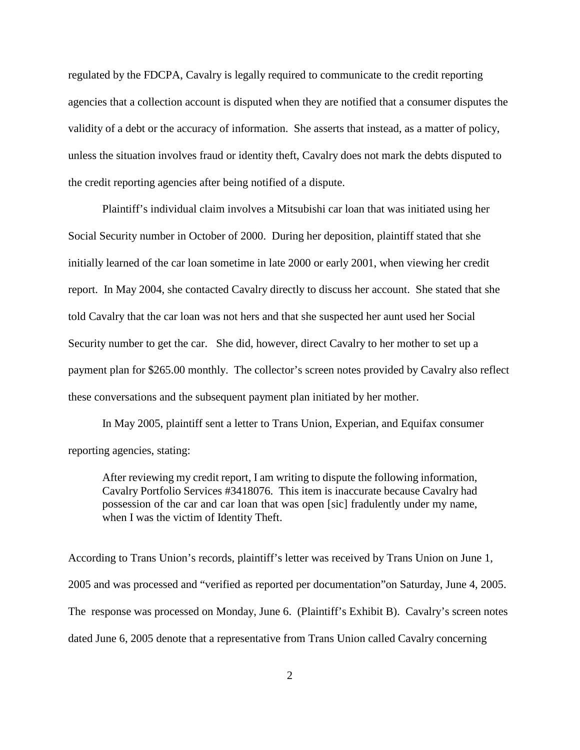regulated by the FDCPA, Cavalry is legally required to communicate to the credit reporting agencies that a collection account is disputed when they are notified that a consumer disputes the validity of a debt or the accuracy of information. She asserts that instead, as a matter of policy, unless the situation involves fraud or identity theft, Cavalry does not mark the debts disputed to the credit reporting agencies after being notified of a dispute.

Plaintiff's individual claim involves a Mitsubishi car loan that was initiated using her Social Security number in October of 2000. During her deposition, plaintiff stated that she initially learned of the car loan sometime in late 2000 or early 2001, when viewing her credit report. In May 2004, she contacted Cavalry directly to discuss her account. She stated that she told Cavalry that the car loan was not hers and that she suspected her aunt used her Social Security number to get the car. She did, however, direct Cavalry to her mother to set up a payment plan for $265.00 monthly. The collector's screen notes provided by Cavalry also reflect these conversations and the subsequent payment plan initiated by her mother.

In May 2005, plaintiff sent a letter to Trans Union, Experian, and Equifax consumer reporting agencies, stating:

> After reviewing my credit report, I am writing to dispute the following information, Cavalry Portfolio Services #3418076. This item is inaccurate because Cavalry had possession of the car and car loan that was open [sic] fradulently under my name, when I was the victim of Identity Theft.

According to Trans Union's records, plaintiff's letter was received by Trans Union on June 1, 2005 and was processed and "verified as reported per documentation"on Saturday, June 4, 2005. The response was processed on Monday, June 6. (Plaintiff's Exhibit B). Cavalry's screen notes dated June 6, 2005 denote that a representative from Trans Union called Cavalry concerning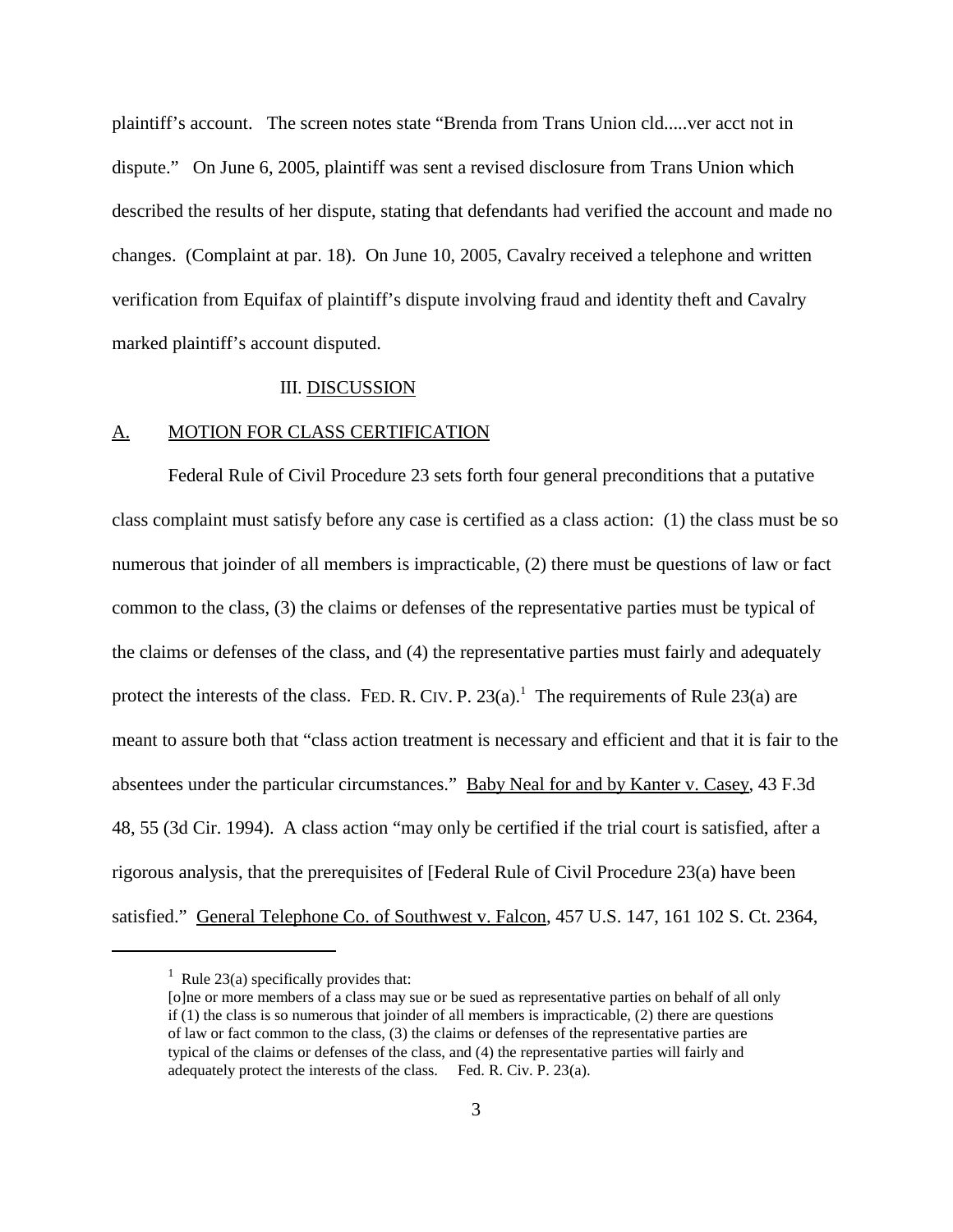plaintiff's account. The screen notes state "Brenda from Trans Union cld.....ver acct not in dispute." On June 6, 2005, plaintiff was sent a revised disclosure from Trans Union which described the results of her dispute, stating that defendants had verified the account and made no changes. (Complaint at par. 18). On June 10, 2005, Cavalry received a telephone and written verification from Equifax of plaintiff's dispute involving fraud and identity theft and Cavalry marked plaintiff's account disputed.

## III. DISCUSSION

### A. MOTION FOR CLASS CERTIFICATION

Federal Rule of Civil Procedure 23 sets forth four general preconditions that a putative class complaint must satisfy before any case is certified as a class action: (1) the class must be so numerous that joinder of all members is impracticable, (2) there must be questions of law or fact common to the class, (3) the claims or defenses of the representative parties must be typical of the claims or defenses of the class, and (4) the representative parties must fairly and adequately protect the interests of the class. FED. R. CIV. P. 23(a).[1] The requirements of Rule 23(a) are meant to assure both that "class action treatment is necessary and efficient and that it is fair to the absentees under the particular circumstances." Baby Neal for and by Kanter v. Casey, 43 F.3d 48, 55 (3d Cir. 1994). A class action "may only be certified if the trial court is satisfied, after a rigorous analysis, that the prerequisites of [Federal Rule of Civil Procedure 23(a) have been satisfied." General Telephone Co. of Southwest v. Falcon, 457 U.S. 147, 161 102 S. Ct. 2364,

---

[1] Rule 23(a) specifically provides that:

[o]ne or more members of a class may sue or be sued as representative parties on behalf of all only if (1) the class is so numerous that joinder of all members is impracticable, (2) there are questions of law or fact common to the class, (3) the claims or defenses of the representative parties are typical of the claims or defenses of the class, and (4) the representative parties will fairly and adequately protect the interests of the class. Fed. R. Civ. P. 23(a).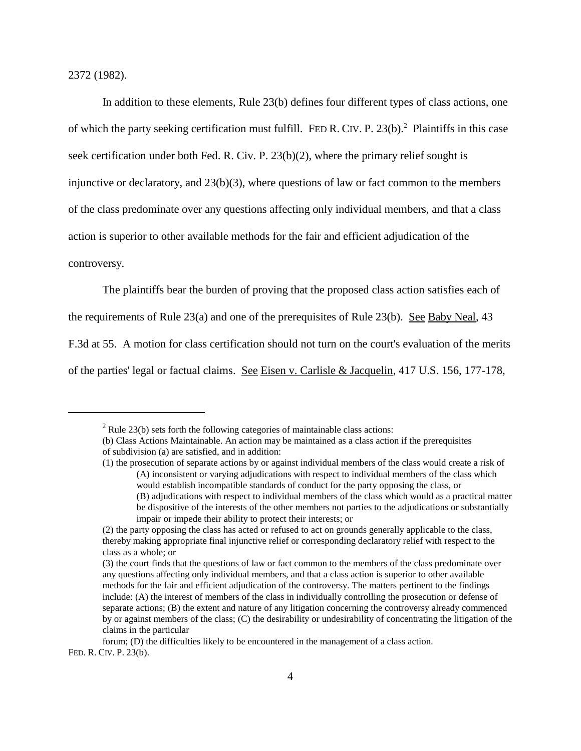2372 (1982).

In addition to these elements, Rule 23(b) defines four different types of class actions, one of which the party seeking certification must fulfill. FED R. CIV. P. 23(b).[2] Plaintiffs in this case seek certification under both Fed. R. Civ. P. 23(b)(2), where the primary relief sought is injunctive or declaratory, and 23(b)(3), where questions of law or fact common to the members of the class predominate over any questions affecting only individual members, and that a class action is superior to other available methods for the fair and efficient adjudication of the controversy.

The plaintiffs bear the burden of proving that the proposed class action satisfies each of the requirements of Rule 23(a) and one of the prerequisites of Rule 23(b). See Baby Neal, 43 F.3d at 55. A motion for class certification should not turn on the court's evaluation of the merits of the parties' legal or factual claims. See Eisen v. Carlisle & Jacquelin, 417 U.S. 156, 177-178,

---

[2] Rule 23(b) sets forth the following categories of maintainable class actions:

(b) Class Actions Maintainable. An action may be maintained as a class action if the prerequisites of subdivision (a) are satisfied, and in addition:

(1) the prosecution of separate actions by or against individual members of the class would create a risk of

(A) inconsistent or varying adjudications with respect to individual members of the class which would establish incompatible standards of conduct for the party opposing the class, or

(B) adjudications with respect to individual members of the class which would as a practical matter be dispositive of the interests of the other members not parties to the adjudications or substantially impair or impede their ability to protect their interests; or

(2) the party opposing the class has acted or refused to act on grounds generally applicable to the class, thereby making appropriate final injunctive relief or corresponding declaratory relief with respect to the class as a whole; or

(3) the court finds that the questions of law or fact common to the members of the class predominate over any questions affecting only individual members, and that a class action is superior to other available methods for the fair and efficient adjudication of the controversy. The matters pertinent to the findings include: (A) the interest of members of the class in individually controlling the prosecution or defense of separate actions; (B) the extent and nature of any litigation concerning the controversy already commenced by or against members of the class; (C) the desirability or undesirability of concentrating the litigation of the claims in the particular forum; (D) the difficulties likely to be encountered in the management of a class action.

FED. R. CIV. P. 23(b).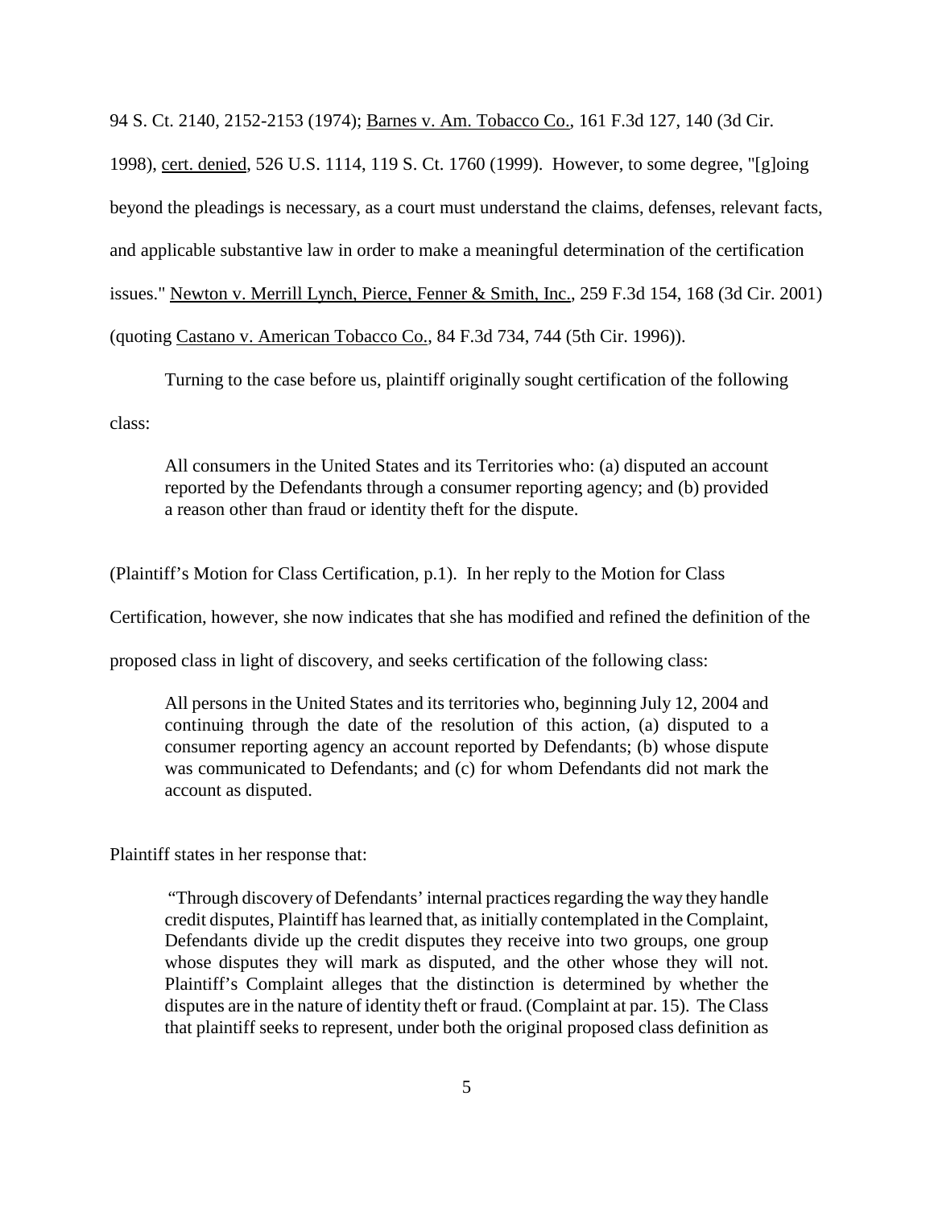94 S. Ct. 2140, 2152-2153 (1974); Barnes v. Am. Tobacco Co., 161 F.3d 127, 140 (3d Cir. 1998), cert. denied, 526 U.S. 1114, 119 S. Ct. 1760 (1999). However, to some degree, "[g]oing beyond the pleadings is necessary, as a court must understand the claims, defenses, relevant facts, and applicable substantive law in order to make a meaningful determination of the certification issues." Newton v. Merrill Lynch, Pierce, Fenner & Smith, Inc., 259 F.3d 154, 168 (3d Cir. 2001) (quoting Castano v. American Tobacco Co., 84 F.3d 734, 744 (5th Cir. 1996)).

Turning to the case before us, plaintiff originally sought certification of the following class:

> All consumers in the United States and its Territories who: (a) disputed an account reported by the Defendants through a consumer reporting agency; and (b) provided a reason other than fraud or identity theft for the dispute.

(Plaintiff's Motion for Class Certification, p.1). In her reply to the Motion for Class Certification, however, she now indicates that she has modified and refined the definition of the proposed class in light of discovery, and seeks certification of the following class:

> All persons in the United States and its territories who, beginning July 12, 2004 and continuing through the date of the resolution of this action, (a) disputed to a consumer reporting agency an account reported by Defendants; (b) whose dispute was communicated to Defendants; and (c) for whom Defendants did not mark the account as disputed.

Plaintiff states in her response that:

> "Through discovery of Defendants' internal practices regarding the way they handle credit disputes, Plaintiff has learned that, as initially contemplated in the Complaint, Defendants divide up the credit disputes they receive into two groups, one group whose disputes they will mark as disputed, and the other whose they will not. Plaintiff's Complaint alleges that the distinction is determined by whether the disputes are in the nature of identity theft or fraud. (Complaint at par. 15). The Class that plaintiff seeks to represent, under both the original proposed class definition as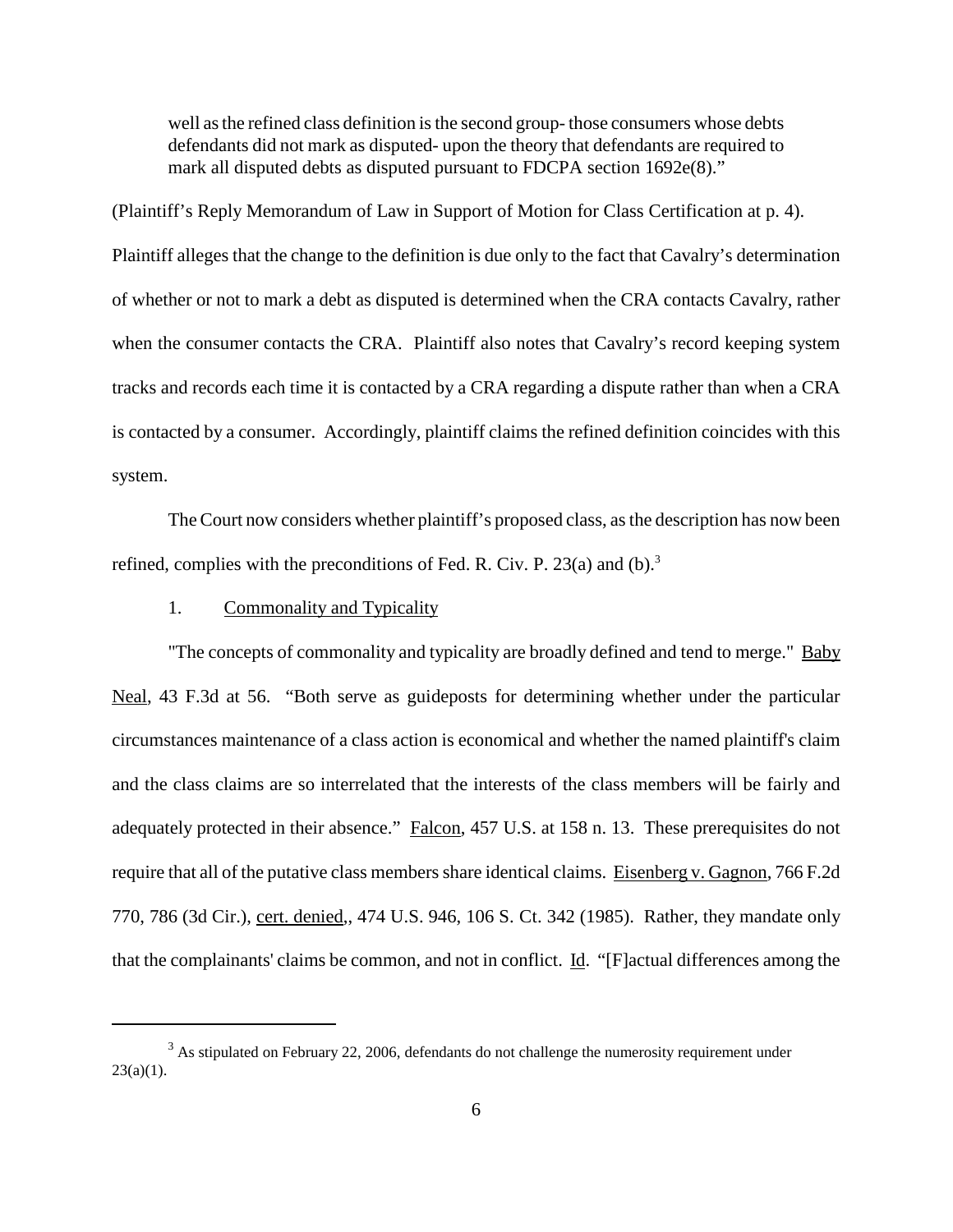> well as the refined class definition is the second group- those consumers whose debts defendants did not mark as disputed- upon the theory that defendants are required to mark all disputed debts as disputed pursuant to FDCPA section 1692e(8)."

(Plaintiff's Reply Memorandum of Law in Support of Motion for Class Certification at p. 4). Plaintiff alleges that the change to the definition is due only to the fact that Cavalry's determination of whether or not to mark a debt as disputed is determined when the CRA contacts Cavalry, rather when the consumer contacts the CRA. Plaintiff also notes that Cavalry's record keeping system tracks and records each time it is contacted by a CRA regarding a dispute rather than when a CRA is contacted by a consumer. Accordingly, plaintiff claims the refined definition coincides with this system.

The Court now considers whether plaintiff's proposed class, as the description has now been refined, complies with the preconditions of Fed. R. Civ. P. 23(a) and (b).[3]

1. Commonality and Typicality

"The concepts of commonality and typicality are broadly defined and tend to merge." Baby Neal, 43 F.3d at 56. "Both serve as guideposts for determining whether under the particular circumstances maintenance of a class action is economical and whether the named plaintiff's claim and the class claims are so interrelated that the interests of the class members will be fairly and adequately protected in their absence." Falcon, 457 U.S. at 158 n. 13. These prerequisites do not require that all of the putative class members share identical claims. Eisenberg v. Gagnon, 766 F.2d 770, 786 (3d Cir.), cert. denied,, 474 U.S. 946, 106 S. Ct. 342 (1985). Rather, they mandate only that the complainants' claims be common, and not in conflict. Id. "[F]actual differences among the

[3] As stipulated on February 22, 2006, defendants do not challenge the numerosity requirement under 23(a)(1).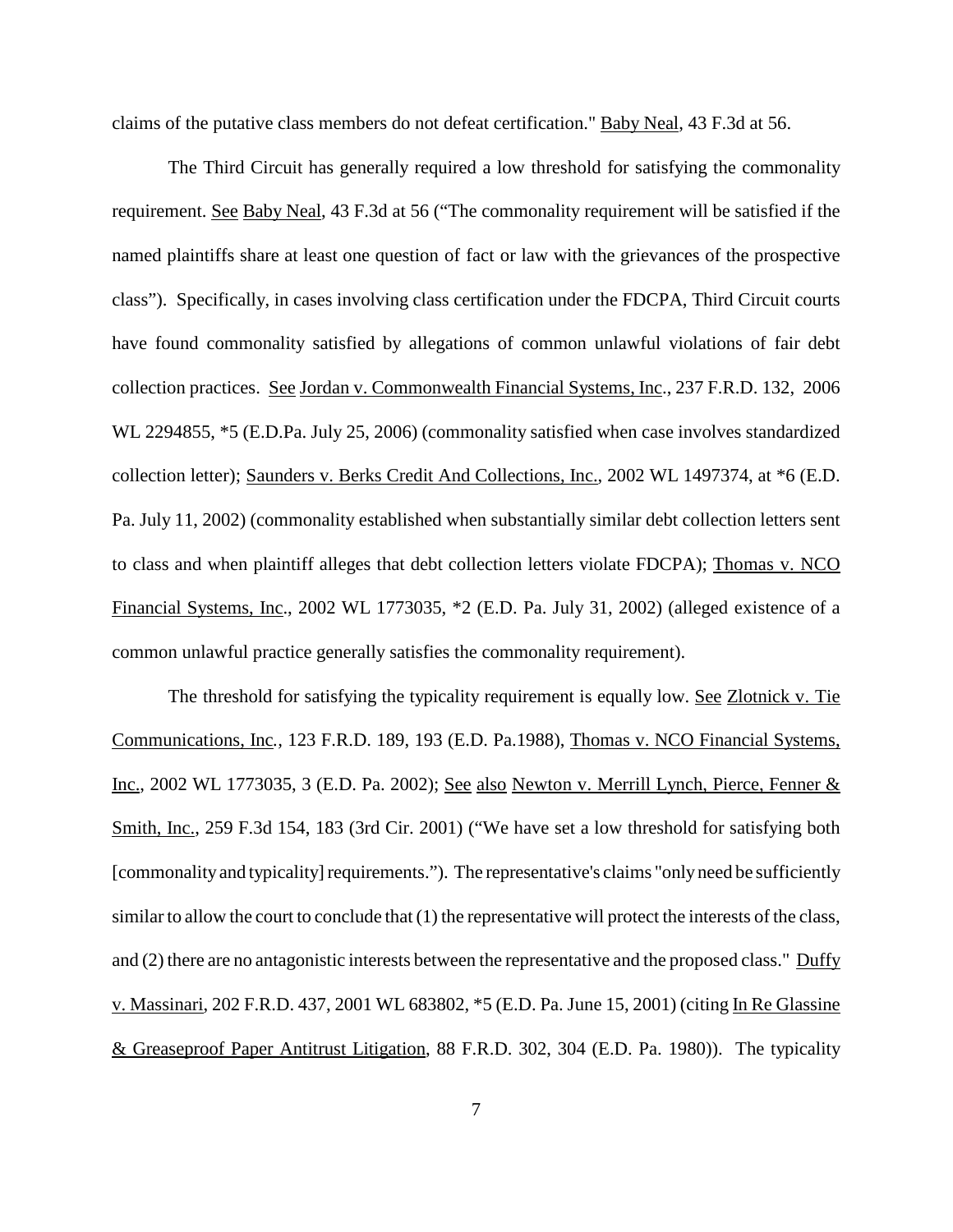claims of the putative class members do not defeat certification." Baby Neal, 43 F.3d at 56.

The Third Circuit has generally required a low threshold for satisfying the commonality requirement. See Baby Neal, 43 F.3d at 56 ("The commonality requirement will be satisfied if the named plaintiffs share at least one question of fact or law with the grievances of the prospective class"). Specifically, in cases involving class certification under the FDCPA, Third Circuit courts have found commonality satisfied by allegations of common unlawful violations of fair debt collection practices. See Jordan v. Commonwealth Financial Systems, Inc., 237 F.R.D. 132, 2006 WL 2294855, *5 (E.D.Pa. July 25, 2006) (commonality satisfied when case involves standardized collection letter); Saunders v. Berks Credit And Collections, Inc., 2002 WL 1497374, at *6 (E.D. Pa. July 11, 2002) (commonality established when substantially similar debt collection letters sent to class and when plaintiff alleges that debt collection letters violate FDCPA); Thomas v. NCO Financial Systems, Inc., 2002 WL 1773035, *2 (E.D. Pa. July 31, 2002) (alleged existence of a common unlawful practice generally satisfies the commonality requirement).

The threshold for satisfying the typicality requirement is equally low. See Zlotnick v. Tie Communications, Inc., 123 F.R.D. 189, 193 (E.D. Pa.1988), Thomas v. NCO Financial Systems, Inc., 2002 WL 1773035, 3 (E.D. Pa. 2002); See also Newton v. Merrill Lynch, Pierce, Fenner & Smith, Inc., 259 F.3d 154, 183 (3rd Cir. 2001) ("We have set a low threshold for satisfying both [commonality and typicality] requirements."). The representative's claims "only need be sufficiently similar to allow the court to conclude that (1) the representative will protect the interests of the class, and (2) there are no antagonistic interests between the representative and the proposed class." Duffy v. Massinari, 202 F.R.D. 437, 2001 WL 683802, *5 (E.D. Pa. June 15, 2001) (citing In Re Glassine & Greaseproof Paper Antitrust Litigation, 88 F.R.D. 302, 304 (E.D. Pa. 1980)). The typicality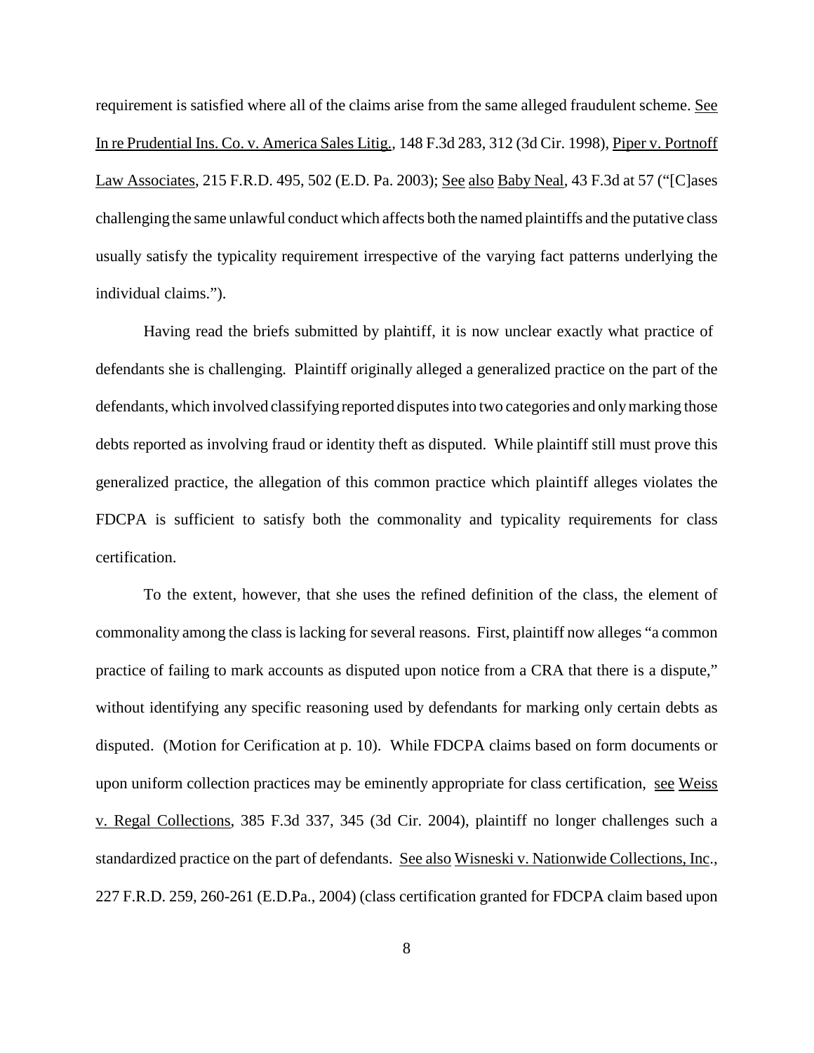requirement is satisfied where all of the claims arise from the same alleged fraudulent scheme. See In re Prudential Ins. Co. v. America Sales Litig., 148 F.3d 283, 312 (3d Cir. 1998), Piper v. Portnoff Law Associates, 215 F.R.D. 495, 502 (E.D. Pa. 2003); See also Baby Neal, 43 F.3d at 57 ("[C]ases challenging the same unlawful conduct which affects both the named plaintiffs and the putative class usually satisfy the typicality requirement irrespective of the varying fact patterns underlying the individual claims.").

Having read the briefs submitted by plaintiff, it is now unclear exactly what practice of defendants she is challenging. Plaintiff originally alleged a generalized practice on the part of the defendants, which involved classifying reported disputes into two categories and only marking those debts reported as involving fraud or identity theft as disputed. While plaintiff still must prove this generalized practice, the allegation of this common practice which plaintiff alleges violates the FDCPA is sufficient to satisfy both the commonality and typicality requirements for class certification.

To the extent, however, that she uses the refined definition of the class, the element of commonality among the class is lacking for several reasons. First, plaintiff now alleges "a common practice of failing to mark accounts as disputed upon notice from a CRA that there is a dispute," without identifying any specific reasoning used by defendants for marking only certain debts as disputed. (Motion for Cerification at p. 10). While FDCPA claims based on form documents or upon uniform collection practices may be eminently appropriate for class certification, see Weiss v. Regal Collections, 385 F.3d 337, 345 (3d Cir. 2004), plaintiff no longer challenges such a standardized practice on the part of defendants. See also Wisneski v. Nationwide Collections, Inc., 227 F.R.D. 259, 260-261 (E.D.Pa., 2004) (class certification granted for FDCPA claim based upon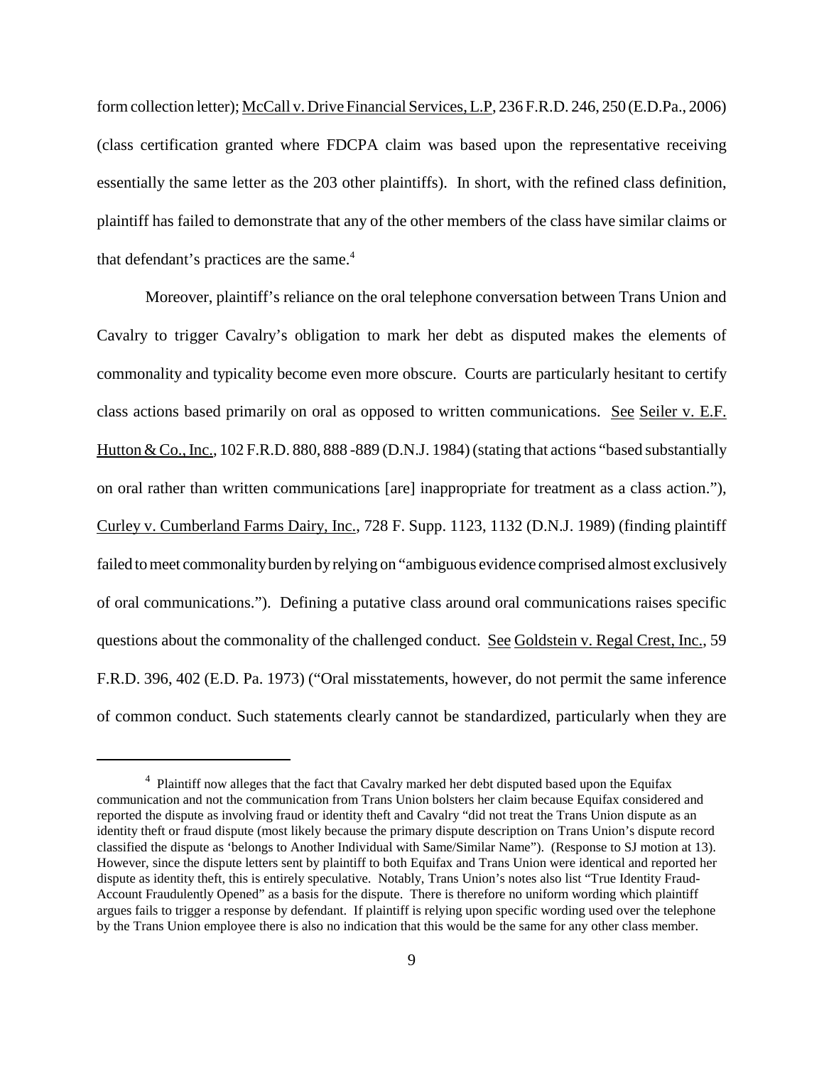form collection letter); McCall v. Drive Financial Services, L.P, 236 F.R.D. 246, 250 (E.D.Pa., 2006) (class certification granted where FDCPA claim was based upon the representative receiving essentially the same letter as the 203 other plaintiffs). In short, with the refined class definition, plaintiff has failed to demonstrate that any of the other members of the class have similar claims or that defendant's practices are the same.[4]

Moreover, plaintiff's reliance on the oral telephone conversation between Trans Union and Cavalry to trigger Cavalry's obligation to mark her debt as disputed makes the elements of commonality and typicality become even more obscure. Courts are particularly hesitant to certify class actions based primarily on oral as opposed to written communications. See Seiler v. E.F. Hutton & Co., Inc., 102 F.R.D. 880, 888 -889 (D.N.J. 1984) (stating that actions "based substantially on oral rather than written communications [are] inappropriate for treatment as a class action."), Curley v. Cumberland Farms Dairy, Inc., 728 F. Supp. 1123, 1132 (D.N.J. 1989) (finding plaintiff failed to meet commonality burden by relying on "ambiguous evidence comprised almost exclusively of oral communications."). Defining a putative class around oral communications raises specific questions about the commonality of the challenged conduct. See Goldstein v. Regal Crest, Inc., 59 F.R.D. 396, 402 (E.D. Pa. 1973) ("Oral misstatements, however, do not permit the same inference of common conduct. Such statements clearly cannot be standardized, particularly when they are

---

[4] Plaintiff now alleges that the fact that Cavalry marked her debt disputed based upon the Equifax communication and not the communication from Trans Union bolsters her claim because Equifax considered and reported the dispute as involving fraud or identity theft and Cavalry "did not treat the Trans Union dispute as an identity theft or fraud dispute (most likely because the primary dispute description on Trans Union's dispute record classified the dispute as 'belongs to Another Individual with Same/Similar Name"). (Response to SJ motion at 13). However, since the dispute letters sent by plaintiff to both Equifax and Trans Union were identical and reported her dispute as identity theft, this is entirely speculative. Notably, Trans Union's notes also list "True Identity Fraud-Account Fraudulently Opened" as a basis for the dispute. There is therefore no uniform wording which plaintiff argues fails to trigger a response by defendant. If plaintiff is relying upon specific wording used over the telephone by the Trans Union employee there is also no indication that this would be the same for any other class member.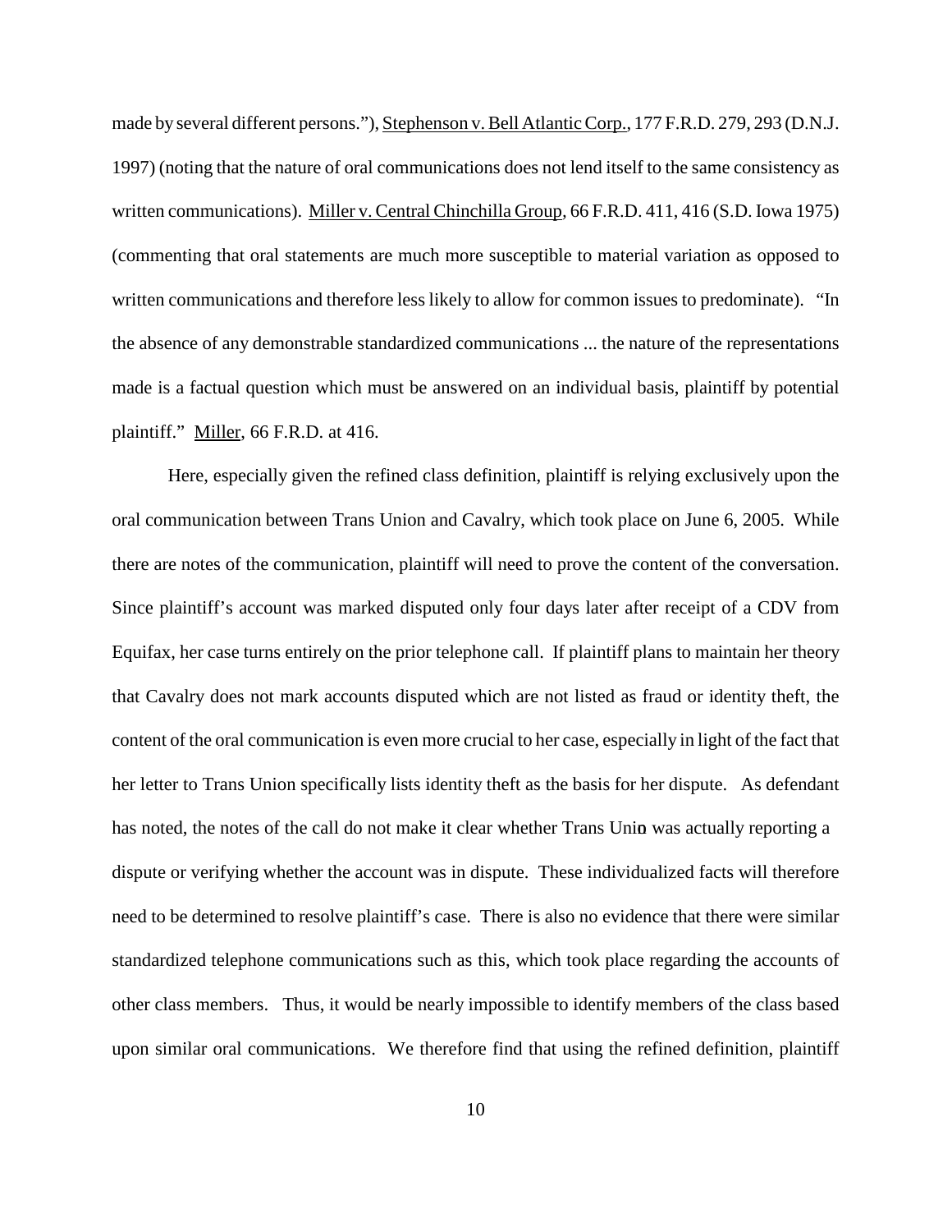made by several different persons."), Stephenson v. Bell Atlantic Corp., 177 F.R.D. 279, 293 (D.N.J. 1997) (noting that the nature of oral communications does not lend itself to the same consistency as written communications). Miller v. Central Chinchilla Group, 66 F.R.D. 411, 416 (S.D. Iowa 1975) (commenting that oral statements are much more susceptible to material variation as opposed to written communications and therefore less likely to allow for common issues to predominate). "In the absence of any demonstrable standardized communications ... the nature of the representations made is a factual question which must be answered on an individual basis, plaintiff by potential plaintiff." Miller, 66 F.R.D. at 416.

Here, especially given the refined class definition, plaintiff is relying exclusively upon the oral communication between Trans Union and Cavalry, which took place on June 6, 2005. While there are notes of the communication, plaintiff will need to prove the content of the conversation. Since plaintiff's account was marked disputed only four days later after receipt of a CDV from Equifax, her case turns entirely on the prior telephone call. If plaintiff plans to maintain her theory that Cavalry does not mark accounts disputed which are not listed as fraud or identity theft, the content of the oral communication is even more crucial to her case, especially in light of the fact that her letter to Trans Union specifically lists identity theft as the basis for her dispute. As defendant has noted, the notes of the call do not make it clear whether Trans Unin was actually reporting a dispute or verifying whether the account was in dispute. These individualized facts will therefore need to be determined to resolve plaintiff's case. There is also no evidence that there were similar standardized telephone communications such as this, which took place regarding the accounts of other class members. Thus, it would be nearly impossible to identify members of the class based upon similar oral communications. We therefore find that using the refined definition, plaintiff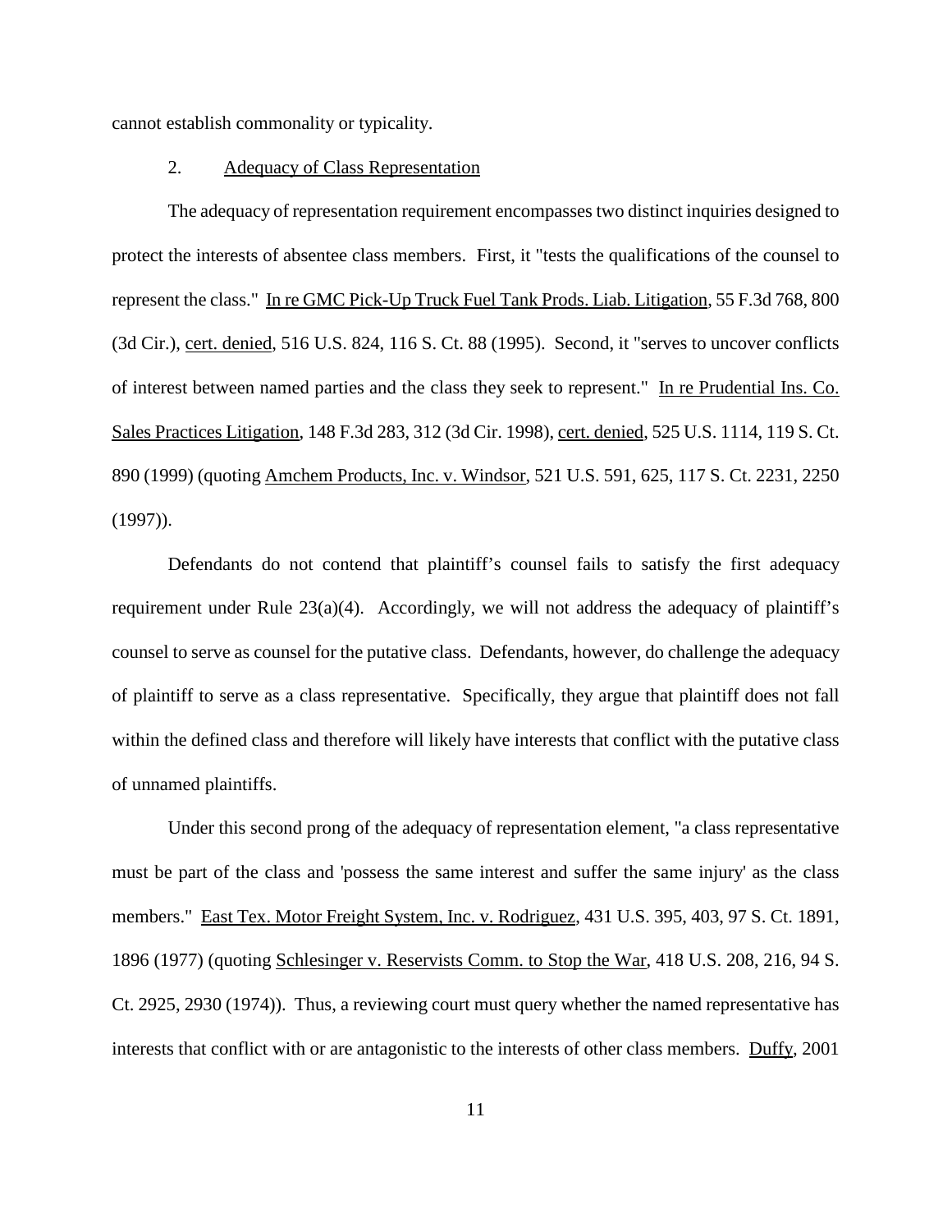cannot establish commonality or typicality.

2. Adequacy of Class Representation

The adequacy of representation requirement encompasses two distinct inquiries designed to protect the interests of absentee class members. First, it "tests the qualifications of the counsel to represent the class." In re GMC Pick-Up Truck Fuel Tank Prods. Liab. Litigation, 55 F.3d 768, 800 (3d Cir.), cert. denied, 516 U.S. 824, 116 S. Ct. 88 (1995). Second, it "serves to uncover conflicts of interest between named parties and the class they seek to represent." In re Prudential Ins. Co. Sales Practices Litigation, 148 F.3d 283, 312 (3d Cir. 1998), cert. denied, 525 U.S. 1114, 119 S. Ct. 890 (1999) (quoting Amchem Products, Inc. v. Windsor, 521 U.S. 591, 625, 117 S. Ct. 2231, 2250 (1997)).

Defendants do not contend that plaintiff's counsel fails to satisfy the first adequacy requirement under Rule 23(a)(4). Accordingly, we will not address the adequacy of plaintiff's counsel to serve as counsel for the putative class. Defendants, however, do challenge the adequacy of plaintiff to serve as a class representative. Specifically, they argue that plaintiff does not fall within the defined class and therefore will likely have interests that conflict with the putative class of unnamed plaintiffs.

Under this second prong of the adequacy of representation element, "a class representative must be part of the class and 'possess the same interest and suffer the same injury' as the class members." East Tex. Motor Freight System, Inc. v. Rodriguez, 431 U.S. 395, 403, 97 S. Ct. 1891, 1896 (1977) (quoting Schlesinger v. Reservists Comm. to Stop the War, 418 U.S. 208, 216, 94 S. Ct. 2925, 2930 (1974)). Thus, a reviewing court must query whether the named representative has interests that conflict with or are antagonistic to the interests of other class members. Duffy, 2001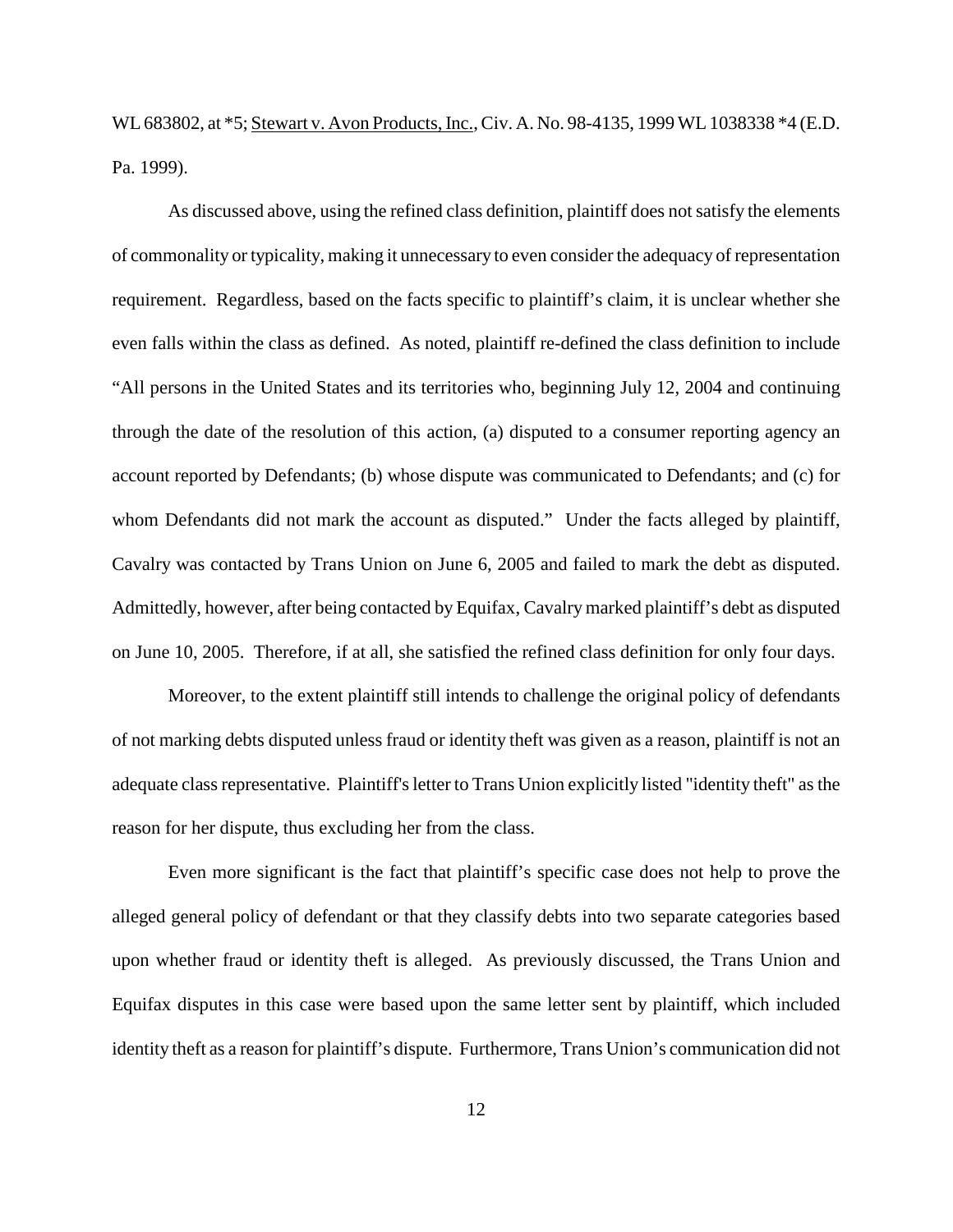WL 683802, at *5; Stewart v. Avon Products, Inc., Civ. A. No. 98-4135, 1999 WL 1038338 *4 (E.D. Pa. 1999).

As discussed above, using the refined class definition, plaintiff does not satisfy the elements of commonality or typicality, making it unnecessary to even consider the adequacy of representation requirement. Regardless, based on the facts specific to plaintiff's claim, it is unclear whether she even falls within the class as defined. As noted, plaintiff re-defined the class definition to include "All persons in the United States and its territories who, beginning July 12, 2004 and continuing through the date of the resolution of this action, (a) disputed to a consumer reporting agency an account reported by Defendants; (b) whose dispute was communicated to Defendants; and (c) for whom Defendants did not mark the account as disputed." Under the facts alleged by plaintiff, Cavalry was contacted by Trans Union on June 6, 2005 and failed to mark the debt as disputed. Admittedly, however, after being contacted by Equifax, Cavalry marked plaintiff's debt as disputed on June 10, 2005. Therefore, if at all, she satisfied the refined class definition for only four days.

Moreover, to the extent plaintiff still intends to challenge the original policy of defendants of not marking debts disputed unless fraud or identity theft was given as a reason, plaintiff is not an adequate class representative. Plaintiff's letter to Trans Union explicitly listed "identity theft" as the reason for her dispute, thus excluding her from the class.

Even more significant is the fact that plaintiff's specific case does not help to prove the alleged general policy of defendant or that they classify debts into two separate categories based upon whether fraud or identity theft is alleged. As previously discussed, the Trans Union and Equifax disputes in this case were based upon the same letter sent by plaintiff, which included identity theft as a reason for plaintiff's dispute. Furthermore, Trans Union's communication did not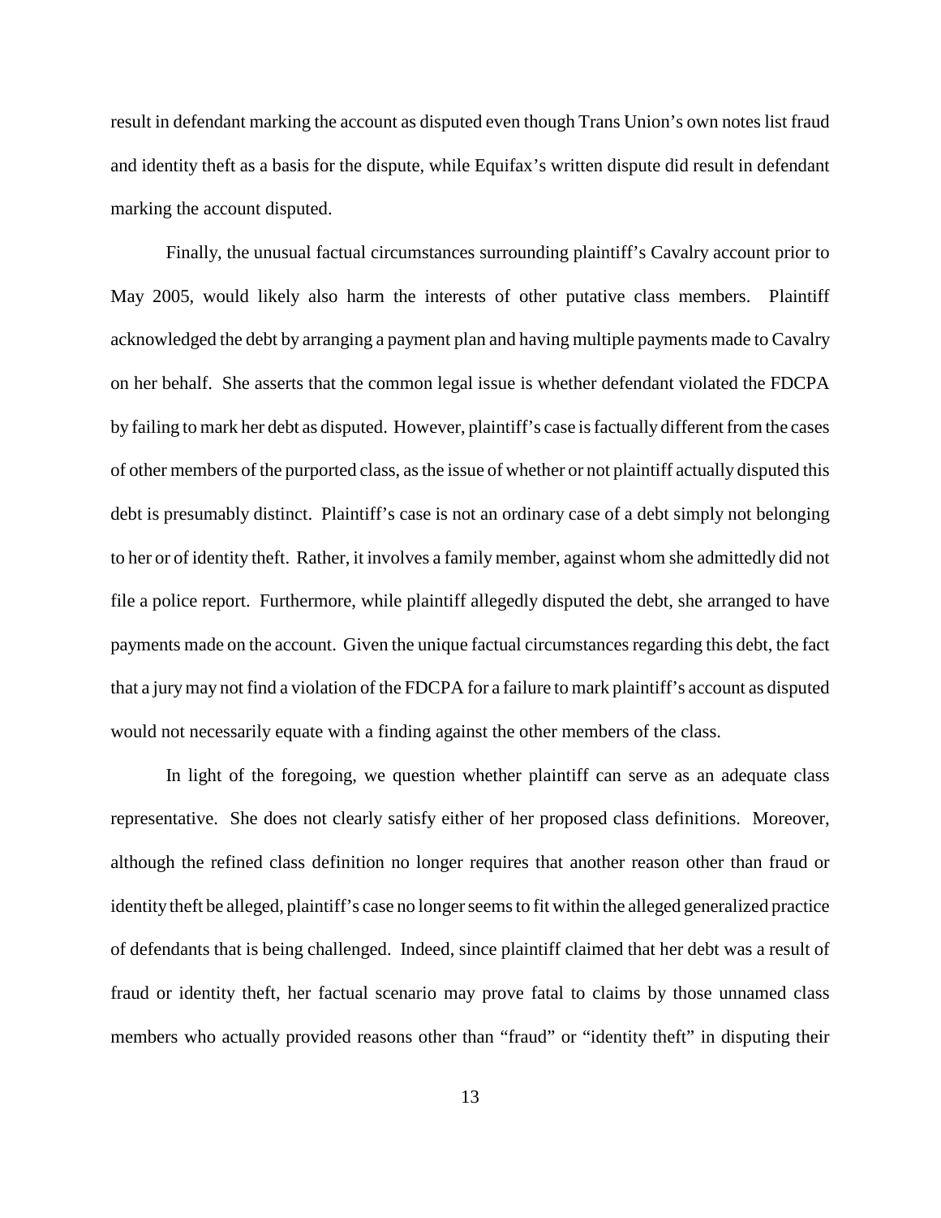result in defendant marking the account as disputed even though Trans Union's own notes list fraud and identity theft as a basis for the dispute, while Equifax's written dispute did result in defendant marking the account disputed.

Finally, the unusual factual circumstances surrounding plaintiff's Cavalry account prior to May 2005, would likely also harm the interests of other putative class members. Plaintiff acknowledged the debt by arranging a payment plan and having multiple payments made to Cavalry on her behalf. She asserts that the common legal issue is whether defendant violated the FDCPA by failing to mark her debt as disputed. However, plaintiff's case is factually different from the cases of other members of the purported class, as the issue of whether or not plaintiff actually disputed this debt is presumably distinct. Plaintiff's case is not an ordinary case of a debt simply not belonging to her or of identity theft. Rather, it involves a family member, against whom she admittedly did not file a police report. Furthermore, while plaintiff allegedly disputed the debt, she arranged to have payments made on the account. Given the unique factual circumstances regarding this debt, the fact that a jury may not find a violation of the FDCPA for a failure to mark plaintiff's account as disputed would not necessarily equate with a finding against the other members of the class.

In light of the foregoing, we question whether plaintiff can serve as an adequate class representative. She does not clearly satisfy either of her proposed class definitions. Moreover, although the refined class definition no longer requires that another reason other than fraud or identity theft be alleged, plaintiff's case no longer seems to fit within the alleged generalized practice of defendants that is being challenged. Indeed, since plaintiff claimed that her debt was a result of fraud or identity theft, her factual scenario may prove fatal to claims by those unnamed class members who actually provided reasons other than "fraud" or "identity theft" in disputing their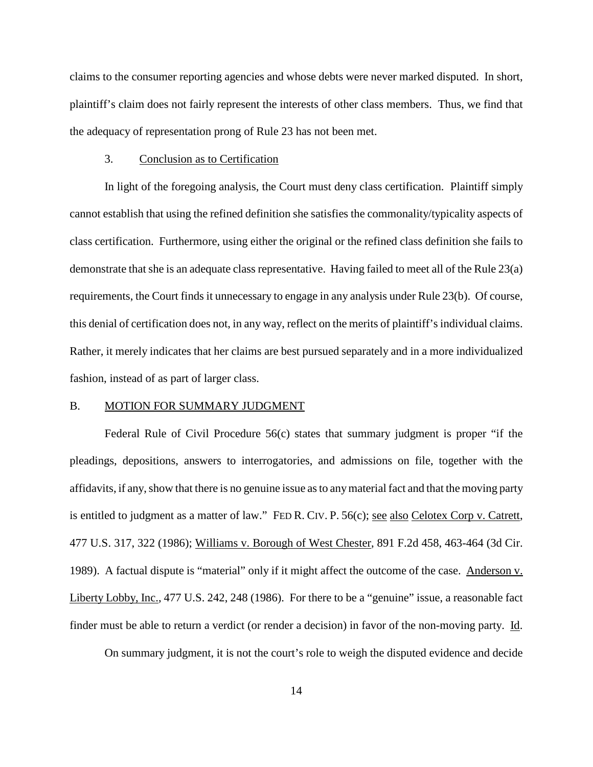claims to the consumer reporting agencies and whose debts were never marked disputed. In short, plaintiff's claim does not fairly represent the interests of other class members. Thus, we find that the adequacy of representation prong of Rule 23 has not been met.

### 3. Conclusion as to Certification

In light of the foregoing analysis, the Court must deny class certification. Plaintiff simply cannot establish that using the refined definition she satisfies the commonality/typicality aspects of class certification. Furthermore, using either the original or the refined class definition she fails to demonstrate that she is an adequate class representative. Having failed to meet all of the Rule 23(a) requirements, the Court finds it unnecessary to engage in any analysis under Rule 23(b). Of course, this denial of certification does not, in any way, reflect on the merits of plaintiff's individual claims. Rather, it merely indicates that her claims are best pursued separately and in a more individualized fashion, instead of as part of larger class.

## B. MOTION FOR SUMMARY JUDGMENT

Federal Rule of Civil Procedure 56(c) states that summary judgment is proper "if the pleadings, depositions, answers to interrogatories, and admissions on file, together with the affidavits, if any, show that there is no genuine issue as to any material fact and that the moving party is entitled to judgment as a matter of law." FED R. CIV. P. 56(c); see also Celotex Corp v. Catrett, 477 U.S. 317, 322 (1986); Williams v. Borough of West Chester, 891 F.2d 458, 463-464 (3d Cir. 1989). A factual dispute is "material" only if it might affect the outcome of the case. Anderson v. Liberty Lobby, Inc., 477 U.S. 242, 248 (1986). For there to be a "genuine" issue, a reasonable fact finder must be able to return a verdict (or render a decision) in favor of the non-moving party. Id.

On summary judgment, it is not the court's role to weigh the disputed evidence and decide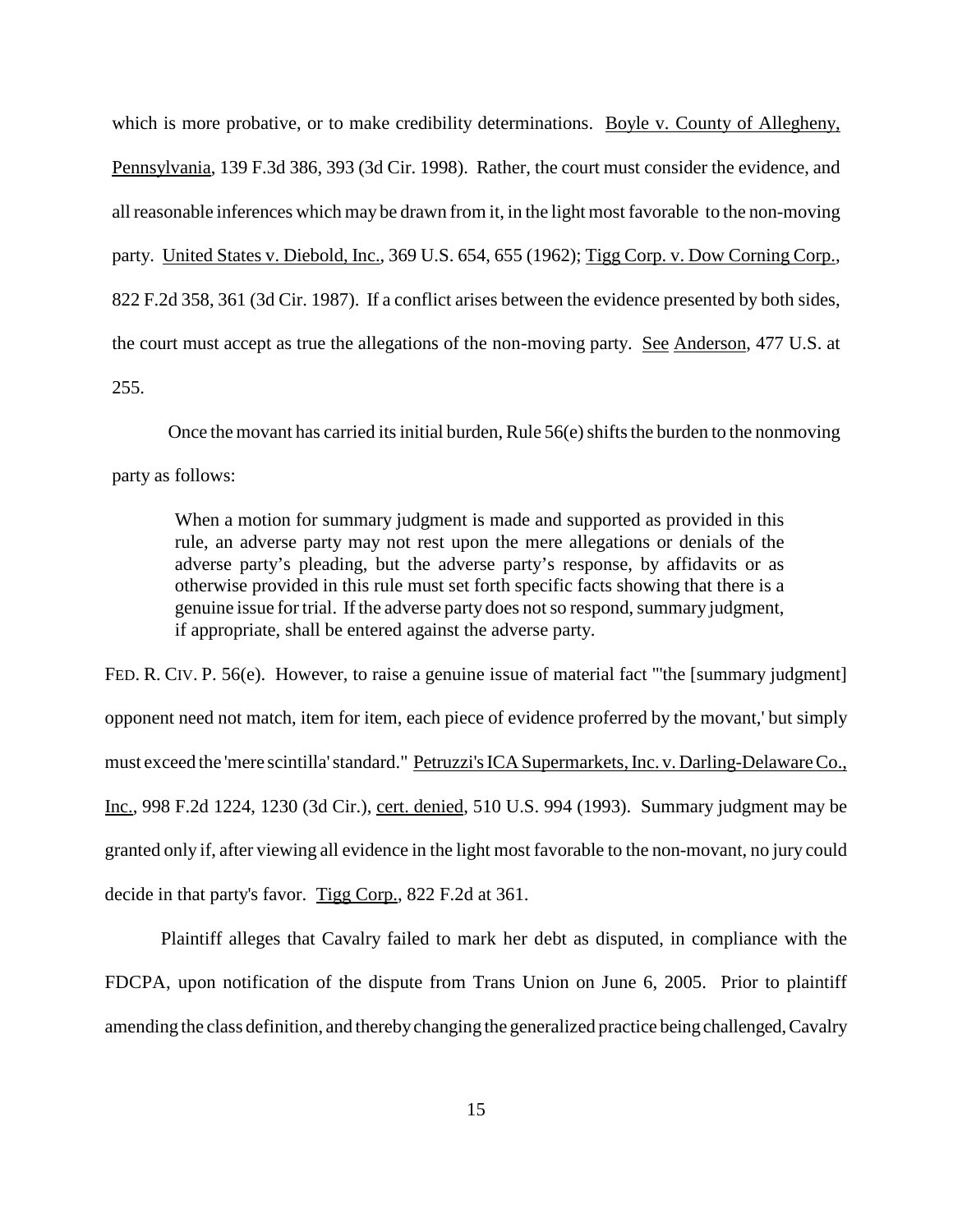which is more probative, or to make credibility determinations. Boyle v. County of Allegheny, Pennsylvania, 139 F.3d 386, 393 (3d Cir. 1998). Rather, the court must consider the evidence, and all reasonable inferences which may be drawn from it, in the light most favorable to the non-moving party. United States v. Diebold, Inc., 369 U.S. 654, 655 (1962); Tigg Corp. v. Dow Corning Corp., 822 F.2d 358, 361 (3d Cir. 1987). If a conflict arises between the evidence presented by both sides, the court must accept as true the allegations of the non-moving party. See Anderson, 477 U.S. at 255.

Once the movant has carried its initial burden, Rule 56(e) shifts the burden to the nonmoving party as follows:

> When a motion for summary judgment is made and supported as provided in this rule, an adverse party may not rest upon the mere allegations or denials of the adverse party's pleading, but the adverse party's response, by affidavits or as otherwise provided in this rule must set forth specific facts showing that there is a genuine issue for trial. If the adverse party does not so respond, summary judgment, if appropriate, shall be entered against the adverse party.

FED. R. CIV. P. 56(e). However, to raise a genuine issue of material fact "'the [summary judgment] opponent need not match, item for item, each piece of evidence proferred by the movant,' but simply must exceed the 'mere scintilla' standard." Petruzzi's ICA Supermarkets, Inc. v. Darling-Delaware Co., Inc., 998 F.2d 1224, 1230 (3d Cir.), cert. denied, 510 U.S. 994 (1993). Summary judgment may be granted only if, after viewing all evidence in the light most favorable to the non-movant, no jury could decide in that party's favor. Tigg Corp., 822 F.2d at 361.

Plaintiff alleges that Cavalry failed to mark her debt as disputed, in compliance with the FDCPA, upon notification of the dispute from Trans Union on June 6, 2005. Prior to plaintiff amending the class definition, and thereby changing the generalized practice being challenged, Cavalry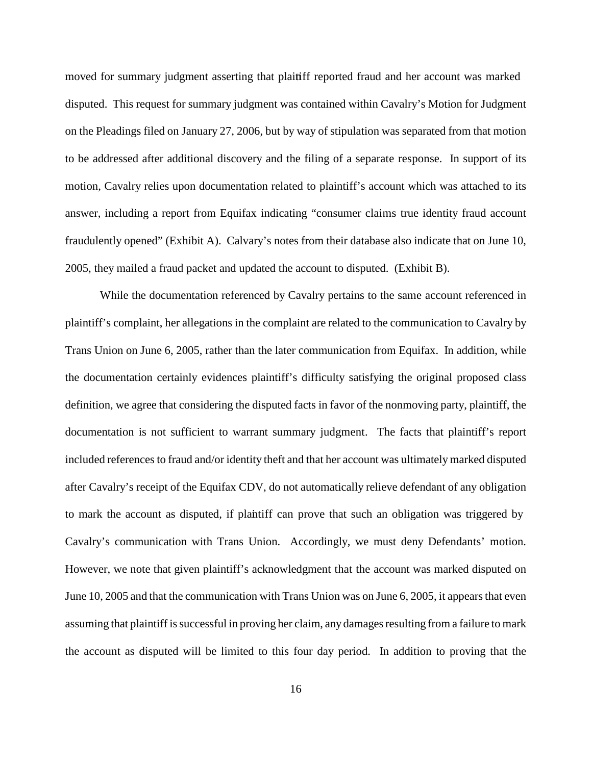moved for summary judgment asserting that plaintiff reported fraud and her account was marked disputed. This request for summary judgment was contained within Cavalry's Motion for Judgment on the Pleadings filed on January 27, 2006, but by way of stipulation was separated from that motion to be addressed after additional discovery and the filing of a separate response. In support of its motion, Cavalry relies upon documentation related to plaintiff's account which was attached to its answer, including a report from Equifax indicating "consumer claims true identity fraud account fraudulently opened" (Exhibit A). Calvary's notes from their database also indicate that on June 10, 2005, they mailed a fraud packet and updated the account to disputed. (Exhibit B).

While the documentation referenced by Cavalry pertains to the same account referenced in plaintiff's complaint, her allegations in the complaint are related to the communication to Cavalry by Trans Union on June 6, 2005, rather than the later communication from Equifax. In addition, while the documentation certainly evidences plaintiff's difficulty satisfying the original proposed class definition, we agree that considering the disputed facts in favor of the nonmoving party, plaintiff, the documentation is not sufficient to warrant summary judgment. The facts that plaintiff's report included references to fraud and/or identity theft and that her account was ultimately marked disputed after Cavalry's receipt of the Equifax CDV, do not automatically relieve defendant of any obligation to mark the account as disputed, if plaintiff can prove that such an obligation was triggered by Cavalry's communication with Trans Union. Accordingly, we must deny Defendants' motion. However, we note that given plaintiff's acknowledgment that the account was marked disputed on June 10, 2005 and that the communication with Trans Union was on June 6, 2005, it appears that even assuming that plaintiff is successful in proving her claim, any damages resulting from a failure to mark the account as disputed will be limited to this four day period. In addition to proving that the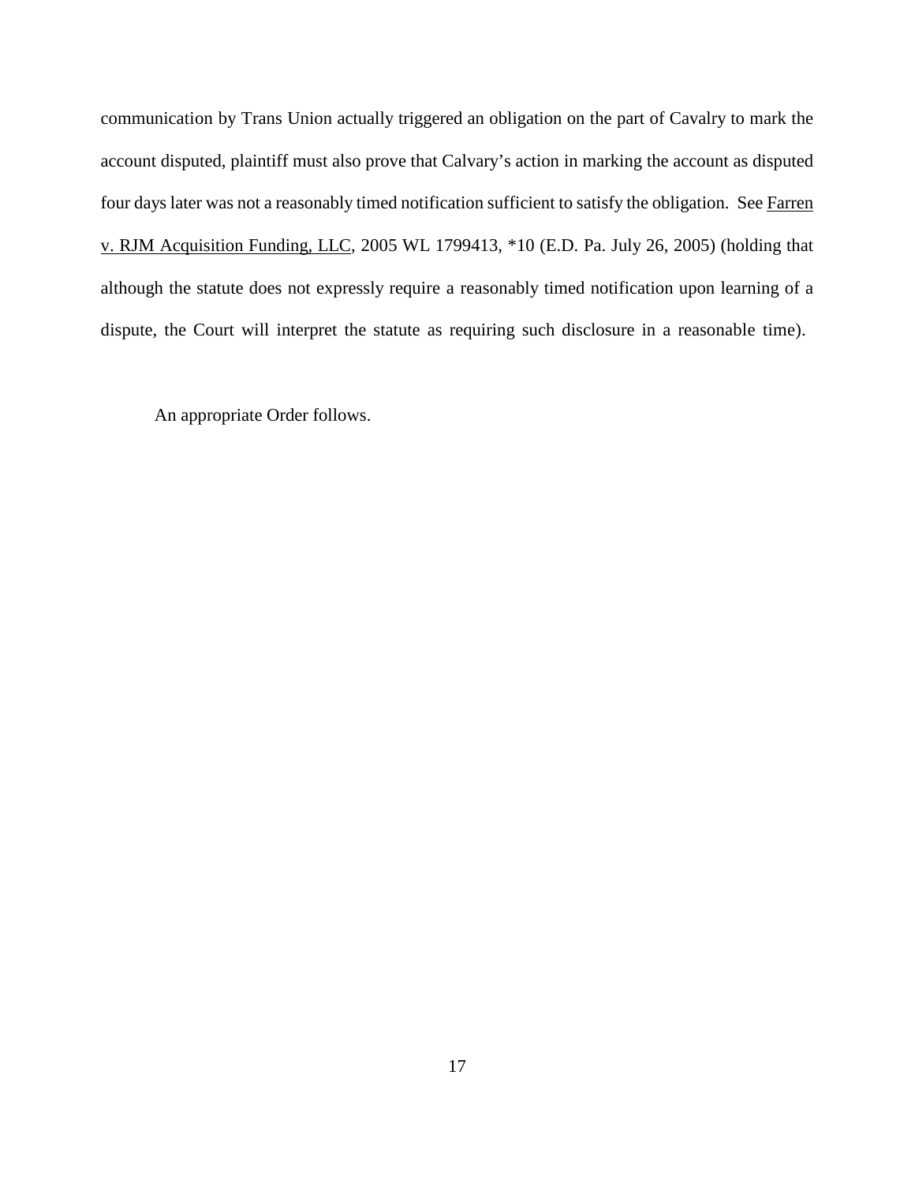communication by Trans Union actually triggered an obligation on the part of Cavalry to mark the account disputed, plaintiff must also prove that Calvary's action in marking the account as disputed four days later was not a reasonably timed notification sufficient to satisfy the obligation. See Farren v. RJM Acquisition Funding, LLC, 2005 WL 1799413, *10 (E.D. Pa. July 26, 2005) (holding that although the statute does not expressly require a reasonably timed notification upon learning of a dispute, the Court will interpret the statute as requiring such disclosure in a reasonable time).

An appropriate Order follows.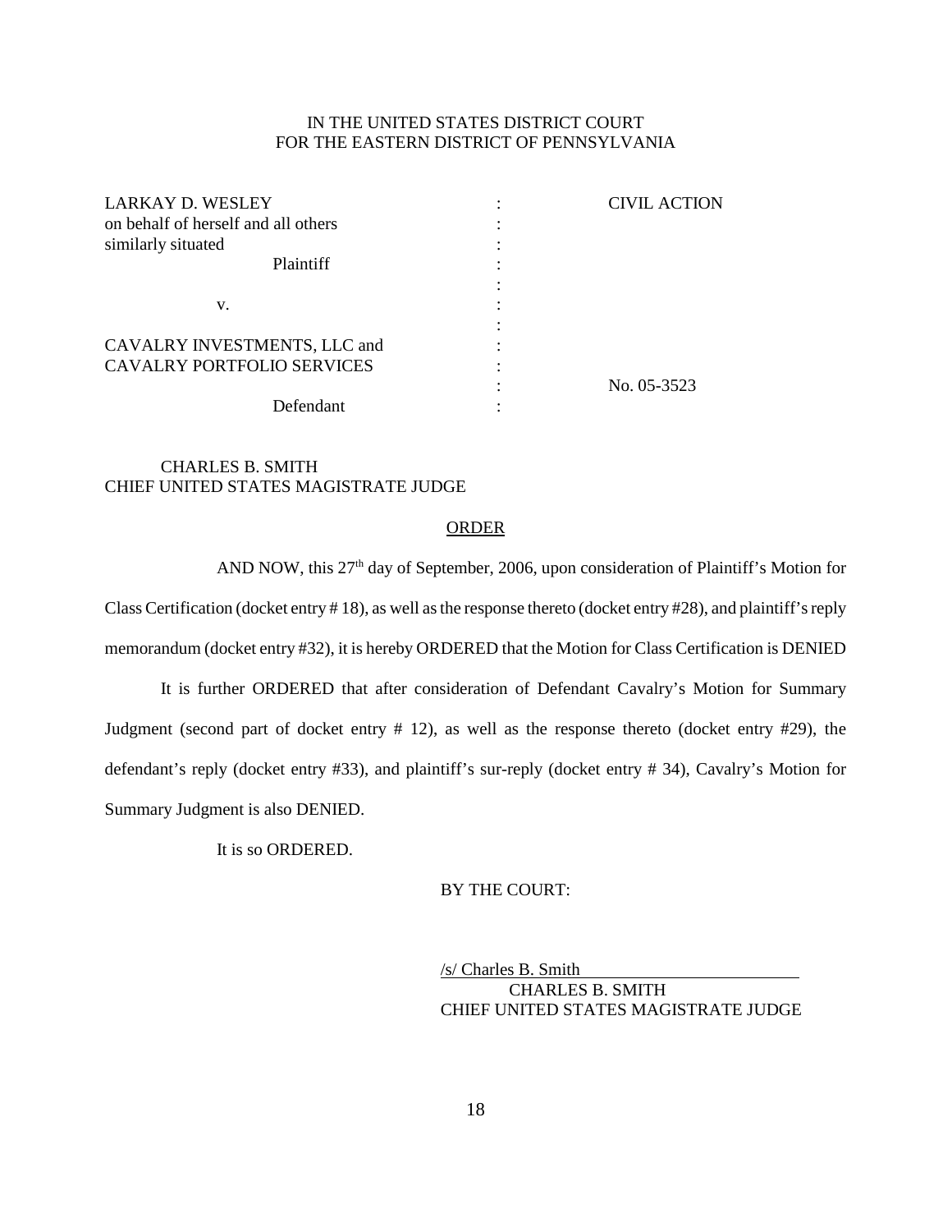IN THE UNITED STATES DISTRICT COURT
FOR THE EASTERN DISTRICT OF PENNSYLVANIA

| | | |
|---|---|---|
| LARKAY D. WESLEY on behalf of herself and all others similarly situated | : | CIVIL ACTION |
| Plaintiff | : | |
| v. | : | |
| CAVALRY INVESTMENTS, LLC and CAVALRY PORTFOLIO SERVICES | : | No. 05-3523 |
| Defendant | : | |

CHARLES B. SMITH
CHIEF UNITED STATES MAGISTRATE JUDGE

## ORDER

AND NOW, this 27th day of September, 2006, upon consideration of Plaintiff's Motion for Class Certification (docket entry # 18), as well as the response thereto (docket entry #28), and plaintiff's reply memorandum (docket entry #32), it is hereby ORDERED that the Motion for Class Certification is DENIED

It is further ORDERED that after consideration of Defendant Cavalry's Motion for Summary Judgment (second part of docket entry # 12), as well as the response thereto (docket entry #29), the defendant's reply (docket entry #33), and plaintiff's sur-reply (docket entry # 34), Cavalry's Motion for Summary Judgment is also DENIED.

It is so ORDERED.

BY THE COURT:

/s/ Charles B. Smith
CHARLES B. SMITH
CHIEF UNITED STATES MAGISTRATE JUDGE